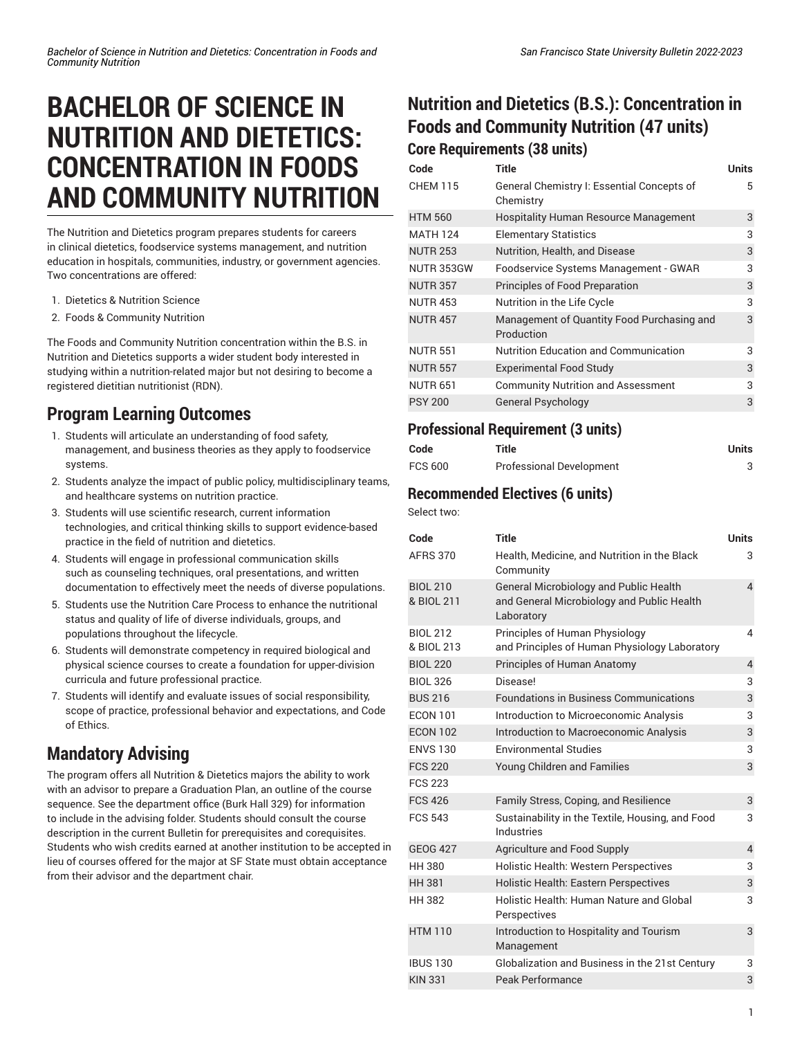# BACHELOR OF SCIENCE IN NUTRITION AND DIETETICS: CONCENTRATION IN FOODS AND COMMUNITY NUTRITION

The Nutrition and Dietetics program prepares students for careers in clinical dietetics, foodservice systems management, and nutrition education in hospitals, communities, industry, or government agencies. Two concentrations are offered:

1. Dietetics & Nutrition Science
2. Foods & Community Nutrition

The Foods and Community Nutrition concentration within the B.S. in Nutrition and Dietetics supports a wider student body interested in studying within a nutrition-related major but not desiring to become a registered dietitian nutritionist (RDN).

## Program Learning Outcomes

1. Students will articulate an understanding of food safety, management, and business theories as they apply to foodservice systems.
2. Students analyze the impact of public policy, multidisciplinary teams, and healthcare systems on nutrition practice.
3. Students will use scientific research, current information technologies, and critical thinking skills to support evidence-based practice in the field of nutrition and dietetics.
4. Students will engage in professional communication skills such as counseling techniques, oral presentations, and written documentation to effectively meet the needs of diverse populations.
5. Students use the Nutrition Care Process to enhance the nutritional status and quality of life of diverse individuals, groups, and populations throughout the lifecycle.
6. Students will demonstrate competency in required biological and physical science courses to create a foundation for upper-division curricula and future professional practice.
7. Students will identify and evaluate issues of social responsibility, scope of practice, professional behavior and expectations, and Code of Ethics.

## Mandatory Advising

The program offers all Nutrition & Dietetics majors the ability to work with an advisor to prepare a Graduation Plan, an outline of the course sequence. See the department office (Burk Hall 329) for information to include in the advising folder. Students should consult the course description in the current Bulletin for prerequisites and corequisites. Students who wish credits earned at another institution to be accepted in lieu of courses offered for the major at SF State must obtain acceptance from their advisor and the department chair.

## Nutrition and Dietetics (B.S.): Concentration in Foods and Community Nutrition (47 units)

### Core Requirements (38 units)

| Code | Title | Units |
|---|---|---|
| CHEM 115 | General Chemistry I: Essential Concepts of Chemistry | 5 |
| HTM 560 | Hospitality Human Resource Management | 3 |
| MATH 124 | Elementary Statistics | 3 |
| NUTR 253 | Nutrition, Health, and Disease | 3 |
| NUTR 353GW | Foodservice Systems Management - GWAR | 3 |
| NUTR 357 | Principles of Food Preparation | 3 |
| NUTR 453 | Nutrition in the Life Cycle | 3 |
| NUTR 457 | Management of Quantity Food Purchasing and Production | 3 |
| NUTR 551 | Nutrition Education and Communication | 3 |
| NUTR 557 | Experimental Food Study | 3 |
| NUTR 651 | Community Nutrition and Assessment | 3 |
| PSY 200 | General Psychology | 3 |

### Professional Requirement (3 units)

| Code | Title | Units |
|---|---|---|
| FCS 600 | Professional Development | 3 |

### Recommended Electives (6 units)

Select two:

| Code | Title | Units |
|---|---|---|
| AFRS 370 | Health, Medicine, and Nutrition in the Black Community | 3 |
| BIOL 210 & BIOL 211 | General Microbiology and Public Health and General Microbiology and Public Health Laboratory | 4 |
| BIOL 212 & BIOL 213 | Principles of Human Physiology and Principles of Human Physiology Laboratory | 4 |
| BIOL 220 | Principles of Human Anatomy | 4 |
| BIOL 326 | Disease! | 3 |
| BUS 216 | Foundations in Business Communications | 3 |
| ECON 101 | Introduction to Microeconomic Analysis | 3 |
| ECON 102 | Introduction to Macroeconomic Analysis | 3 |
| ENVS 130 | Environmental Studies | 3 |
| FCS 220 | Young Children and Families | 3 |
| FCS 223 | | |
| FCS 426 | Family Stress, Coping, and Resilience | 3 |
| FCS 543 | Sustainability in the Textile, Housing, and Food Industries | 3 |
| GEOG 427 | Agriculture and Food Supply | 4 |
| HH 380 | Holistic Health: Western Perspectives | 3 |
| HH 381 | Holistic Health: Eastern Perspectives | 3 |
| HH 382 | Holistic Health: Human Nature and Global Perspectives | 3 |
| HTM 110 | Introduction to Hospitality and Tourism Management | 3 |
| IBUS 130 | Globalization and Business in the 21st Century | 3 |
| KIN 331 | Peak Performance | 3 |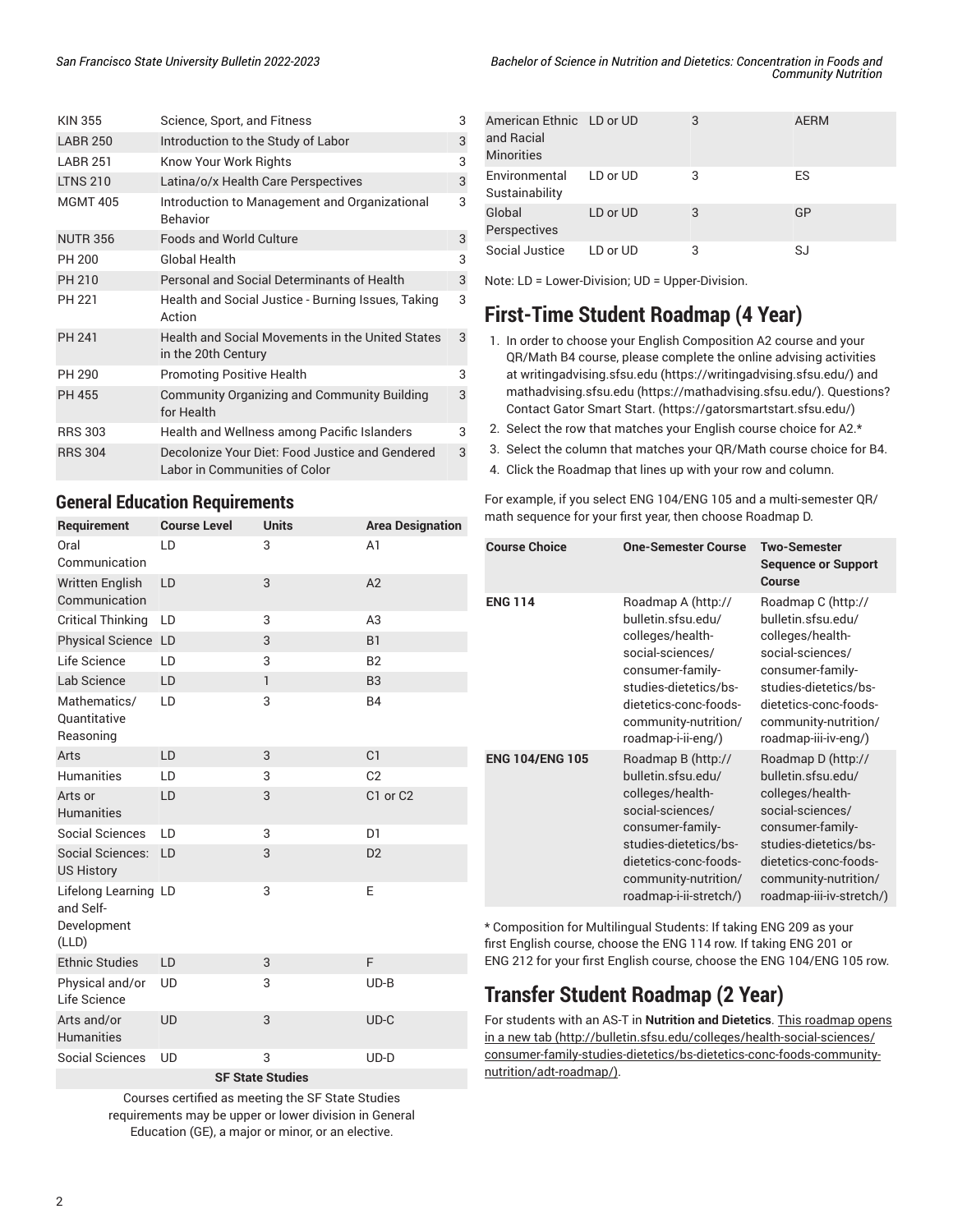| | | |
|---|---|---|
| KIN 355 | Science, Sport, and Fitness | 3 |
| LABR 250 | Introduction to the Study of Labor | 3 |
| LABR 251 | Know Your Work Rights | 3 |
| LTNS 210 | Latina/o/x Health Care Perspectives | 3 |
| MGMT 405 | Introduction to Management and Organizational Behavior | 3 |
| NUTR 356 | Foods and World Culture | 3 |
| PH 200 | Global Health | 3 |
| PH 210 | Personal and Social Determinants of Health | 3 |
| PH 221 | Health and Social Justice - Burning Issues, Taking Action | 3 |
| PH 241 | Health and Social Movements in the United States in the 20th Century | 3 |
| PH 290 | Promoting Positive Health | 3 |
| PH 455 | Community Organizing and Community Building for Health | 3 |
| RRS 303 | Health and Wellness among Pacific Islanders | 3 |
| RRS 304 | Decolonize Your Diet: Food Justice and Gendered Labor in Communities of Color | 3 |

## General Education Requirements

| Requirement | Course Level | Units | Area Designation |
|---|---|---|---|
| Oral Communication | LD | 3 | A1 |
| Written English Communication | LD | 3 | A2 |
| Critical Thinking | LD | 3 | A3 |
| Physical Science | LD | 3 | B1 |
| Life Science | LD | 3 | B2 |
| Lab Science | LD | 1 | B3 |
| Mathematics/ Quantitative Reasoning | LD | 3 | B4 |
| Arts | LD | 3 | C1 |
| Humanities | LD | 3 | C2 |
| Arts or Humanities | LD | 3 | C1 or C2 |
| Social Sciences | LD | 3 | D1 |
| Social Sciences: US History | LD | 3 | D2 |
| Lifelong Learning and Self-Development (LLD) | LD | 3 | E |
| Ethnic Studies | LD | 3 | F |
| Physical and/or Life Science | UD | 3 | UD-B |
| Arts and/or Humanities | UD | 3 | UD-C |
| Social Sciences | UD | 3 | UD-D |
| **SF State Studies** | | | |
| Courses certified as meeting the SF State Studies requirements may be upper or lower division in General Education (GE), a major or minor, or an elective. | | | |
| American Ethnic and Racial Minorities | LD or UD | 3 | AERM |
| Environmental Sustainability | LD or UD | 3 | ES |
| Global Perspectives | LD or UD | 3 | GP |
| Social Justice | LD or UD | 3 | SJ |

Note: LD = Lower-Division; UD = Upper-Division.

## First-Time Student Roadmap (4 Year)

1. In order to choose your English Composition A2 course and your QR/Math B4 course, please complete the online advising activities at writingadvising.sfsu.edu (https://writingadvising.sfsu.edu/) and mathadvising.sfsu.edu (https://mathadvising.sfsu.edu/). Questions? Contact Gator Smart Start. (https://gatorsmartstart.sfsu.edu/)
2. Select the row that matches your English course choice for A2.*
3. Select the column that matches your QR/Math course choice for B4.
4. Click the Roadmap that lines up with your row and column.

For example, if you select ENG 104/ENG 105 and a multi-semester QR/ math sequence for your first year, then choose Roadmap D.

| Course Choice | One-Semester Course | Two-Semester Sequence or Support Course |
|---|---|---|
| **ENG 114** | Roadmap A (http://bulletin.sfsu.edu/colleges/health-social-sciences/consumer-family-studies-dietetics/bs-dietetics-conc-foods-community-nutrition/roadmap-i-ii-eng/) | Roadmap C (http://bulletin.sfsu.edu/colleges/health-social-sciences/consumer-family-studies-dietetics/bs-dietetics-conc-foods-community-nutrition/roadmap-iii-iv-eng/) |
| **ENG 104/ENG 105** | Roadmap B (http://bulletin.sfsu.edu/colleges/health-social-sciences/consumer-family-studies-dietetics/bs-dietetics-conc-foods-community-nutrition/roadmap-i-ii-stretch/) | Roadmap D (http://bulletin.sfsu.edu/colleges/health-social-sciences/consumer-family-studies-dietetics/bs-dietetics-conc-foods-community-nutrition/roadmap-iii-iv-stretch/) |

* Composition for Multilingual Students: If taking ENG 209 as your first English course, choose the ENG 114 row. If taking ENG 201 or ENG 212 for your first English course, choose the ENG 104/ENG 105 row.

## Transfer Student Roadmap (2 Year)

For students with an AS-T in **Nutrition and Dietetics**. This roadmap opens in a new tab (http://bulletin.sfsu.edu/colleges/health-social-sciences/consumer-family-studies-dietetics/bs-dietetics-conc-foods-community-nutrition/adt-roadmap/).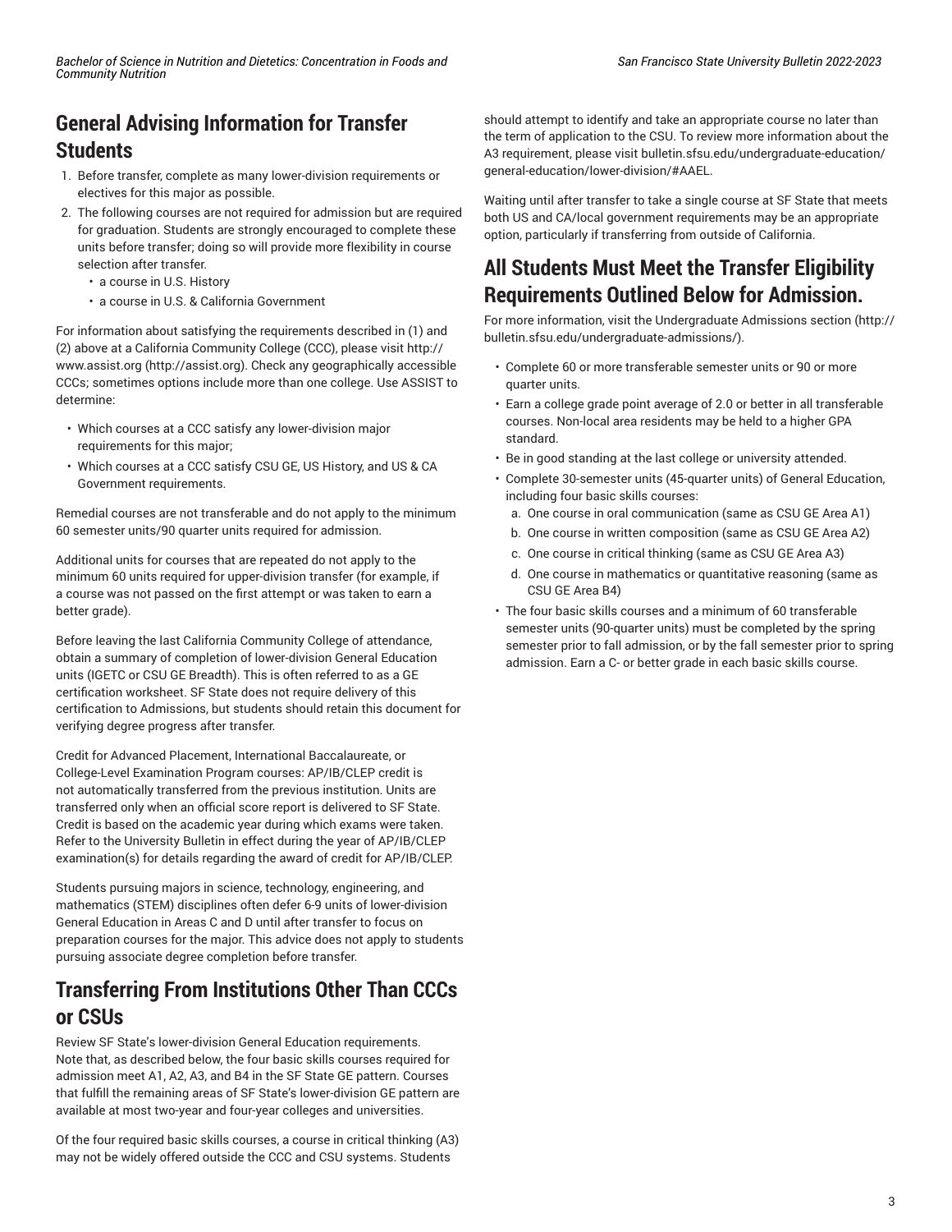## General Advising Information for Transfer Students

1. Before transfer, complete as many lower-division requirements or electives for this major as possible.
2. The following courses are not required for admission but are required for graduation. Students are strongly encouraged to complete these units before transfer; doing so will provide more flexibility in course selection after transfer.
    - a course in U.S. History
    - a course in U.S. & California Government

For information about satisfying the requirements described in (1) and (2) above at a California Community College (CCC), please visit http://www.assist.org (http://assist.org). Check any geographically accessible CCCs; sometimes options include more than one college. Use ASSIST to determine:

- Which courses at a CCC satisfy any lower-division major requirements for this major;
- Which courses at a CCC satisfy CSU GE, US History, and US & CA Government requirements.

Remedial courses are not transferable and do not apply to the minimum 60 semester units/90 quarter units required for admission.

Additional units for courses that are repeated do not apply to the minimum 60 units required for upper-division transfer (for example, if a course was not passed on the first attempt or was taken to earn a better grade).

Before leaving the last California Community College of attendance, obtain a summary of completion of lower-division General Education units (IGETC or CSU GE Breadth). This is often referred to as a GE certification worksheet. SF State does not require delivery of this certification to Admissions, but students should retain this document for verifying degree progress after transfer.

Credit for Advanced Placement, International Baccalaureate, or College-Level Examination Program courses: AP/IB/CLEP credit is not automatically transferred from the previous institution. Units are transferred only when an official score report is delivered to SF State. Credit is based on the academic year during which exams were taken. Refer to the University Bulletin in effect during the year of AP/IB/CLEP examination(s) for details regarding the award of credit for AP/IB/CLEP.

Students pursuing majors in science, technology, engineering, and mathematics (STEM) disciplines often defer 6-9 units of lower-division General Education in Areas C and D until after transfer to focus on preparation courses for the major. This advice does not apply to students pursuing associate degree completion before transfer.

## Transferring From Institutions Other Than CCCs or CSUs

Review SF State's lower-division General Education requirements. Note that, as described below, the four basic skills courses required for admission meet A1, A2, A3, and B4 in the SF State GE pattern. Courses that fulfill the remaining areas of SF State's lower-division GE pattern are available at most two-year and four-year colleges and universities.

Of the four required basic skills courses, a course in critical thinking (A3) may not be widely offered outside the CCC and CSU systems. Students should attempt to identify and take an appropriate course no later than the term of application to the CSU. To review more information about the A3 requirement, please visit bulletin.sfsu.edu/undergraduate-education/general-education/lower-division/#AAEL.

Waiting until after transfer to take a single course at SF State that meets both US and CA/local government requirements may be an appropriate option, particularly if transferring from outside of California.

## All Students Must Meet the Transfer Eligibility Requirements Outlined Below for Admission.

For more information, visit the Undergraduate Admissions section (http://bulletin.sfsu.edu/undergraduate-admissions/).

- Complete 60 or more transferable semester units or 90 or more quarter units.
- Earn a college grade point average of 2.0 or better in all transferable courses. Non-local area residents may be held to a higher GPA standard.
- Be in good standing at the last college or university attended.
- Complete 30-semester units (45-quarter units) of General Education, including four basic skills courses:
    a. One course in oral communication (same as CSU GE Area A1)
    b. One course in written composition (same as CSU GE Area A2)
    c. One course in critical thinking (same as CSU GE Area A3)
    d. One course in mathematics or quantitative reasoning (same as CSU GE Area B4)
- The four basic skills courses and a minimum of 60 transferable semester units (90-quarter units) must be completed by the spring semester prior to fall admission, or by the fall semester prior to spring admission. Earn a C- or better grade in each basic skills course.